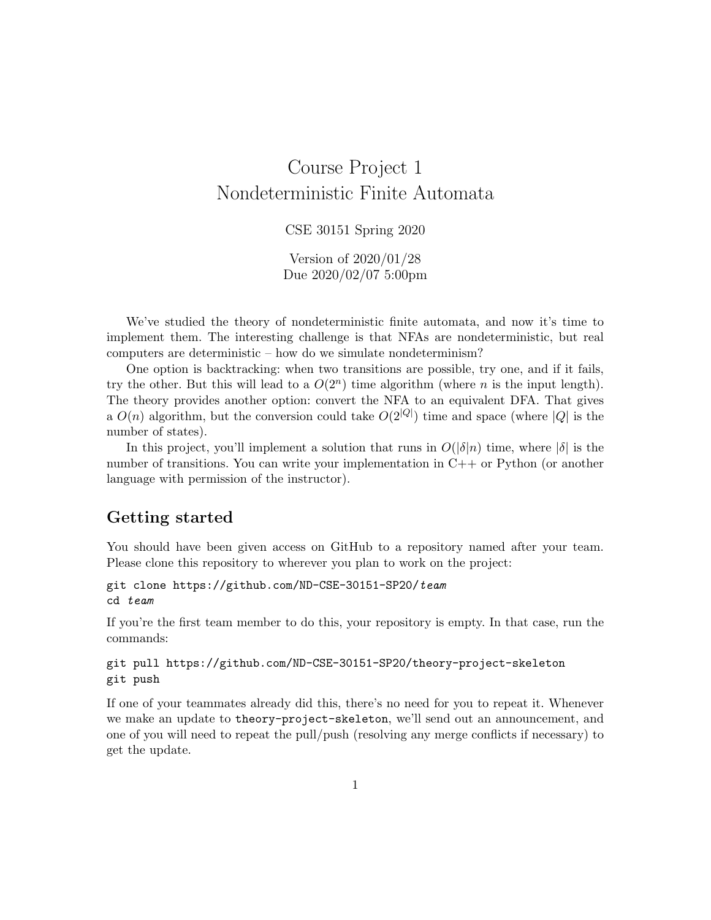# Course Project 1
# Nondeterministic Finite Automata

CSE 30151 Spring 2020

Version of 2020/01/28
Due 2020/02/07 5:00pm

We've studied the theory of nondeterministic finite automata, and now it's time to implement them. The interesting challenge is that NFAs are nondeterministic, but real computers are deterministic – how do we simulate nondeterminism?

One option is backtracking: when two transitions are possible, try one, and if it fails, try the other. But this will lead to a $O(2^n)$ time algorithm (where $n$ is the input length). The theory provides another option: convert the NFA to an equivalent DFA. That gives a $O(n)$ algorithm, but the conversion could take $O(2^{|Q|})$ time and space (where $|Q|$ is the number of states).

In this project, you'll implement a solution that runs in $O(|\delta|n)$ time, where $|\delta|$ is the number of transitions. You can write your implementation in C++ or Python (or another language with permission of the instructor).

## Getting started

You should have been given access on GitHub to a repository named after your team. Please clone this repository to wherever you plan to work on the project:

```
git clone https://github.com/ND-CSE-30151-SP20/team
cd team
```

If you're the first team member to do this, your repository is empty. In that case, run the commands:

```
git pull https://github.com/ND-CSE-30151-SP20/theory-project-skeleton
git push
```

If one of your teammates already did this, there's no need for you to repeat it. Whenever we make an update to theory-project-skeleton, we'll send out an announcement, and one of you will need to repeat the pull/push (resolving any merge conflicts if necessary) to get the update.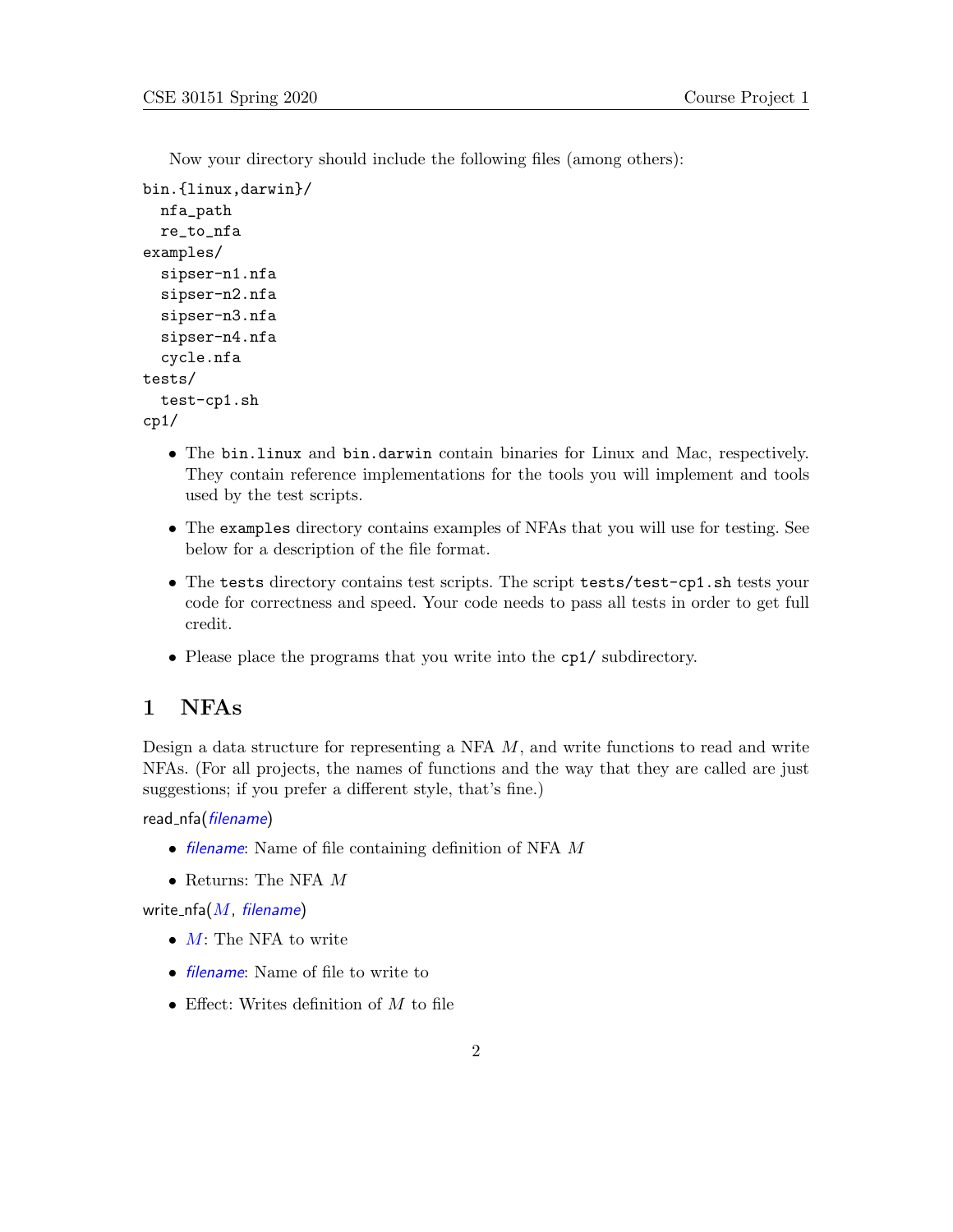Now your directory should include the following files (among others):

```
bin.{linux,darwin}/
  nfa_path
  re_to_nfa
examples/
  sipser-n1.nfa
  sipser-n2.nfa
  sipser-n3.nfa
  sipser-n4.nfa
  cycle.nfa
tests/
  test-cp1.sh
cp1/
```

- The `bin.linux` and `bin.darwin` contain binaries for Linux and Mac, respectively. They contain reference implementations for the tools you will implement and tools used by the test scripts.
- The `examples` directory contains examples of NFAs that you will use for testing. See below for a description of the file format.
- The `tests` directory contains test scripts. The script `tests/test-cp1.sh` tests your code for correctness and speed. Your code needs to pass all tests in order to get full credit.
- Please place the programs that you write into the `cp1/` subdirectory.

## 1 NFAs

Design a data structure for representing a NFA $M$, and write functions to read and write NFAs. (For all projects, the names of functions and the way that they are called are just suggestions; if you prefer a different style, that's fine.)

read_nfa(*filename*)

- *filename*: Name of file containing definition of NFA $M$
- Returns: The NFA $M$

write_nfa($M$, *filename*)

- $M$: The NFA to write
- *filename*: Name of file to write to
- Effect: Writes definition of $M$ to file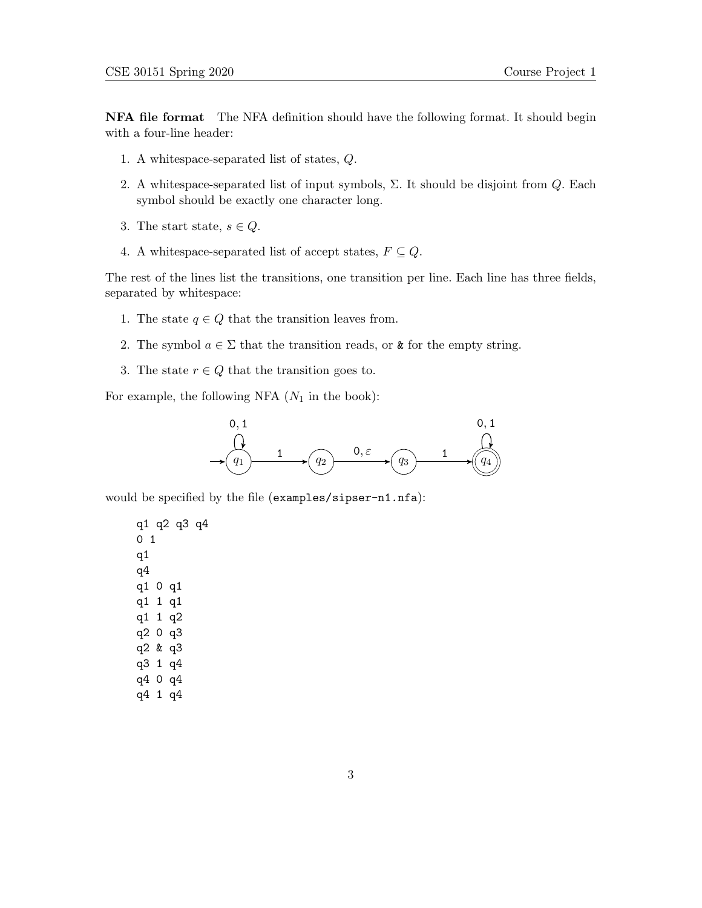**NFA file format** The NFA definition should have the following format. It should begin with a four-line header:

1. A whitespace-separated list of states, $Q$.
2. A whitespace-separated list of input symbols, $\Sigma$. It should be disjoint from $Q$. Each symbol should be exactly one character long.
3. The start state, $s \in Q$.
4. A whitespace-separated list of accept states, $F \subseteq Q$.

The rest of the lines list the transitions, one transition per line. Each line has three fields, separated by whitespace:

1. The state $q \in Q$ that the transition leaves from.
2. The symbol $a \in \Sigma$ that the transition reads, or `&` for the empty string.
3. The state $r \in Q$ that the transition goes to.

For example, the following NFA ($N_1$ in the book):

would be specified by the file (`examples/sipser-n1.nfa`):

```
q1 q2 q3 q4
0 1
q1
q4
q1 0 q1
q1 1 q1
q1 1 q2
q2 0 q3
q2 & q3
q3 1 q4
q4 0 q4
q4 1 q4
```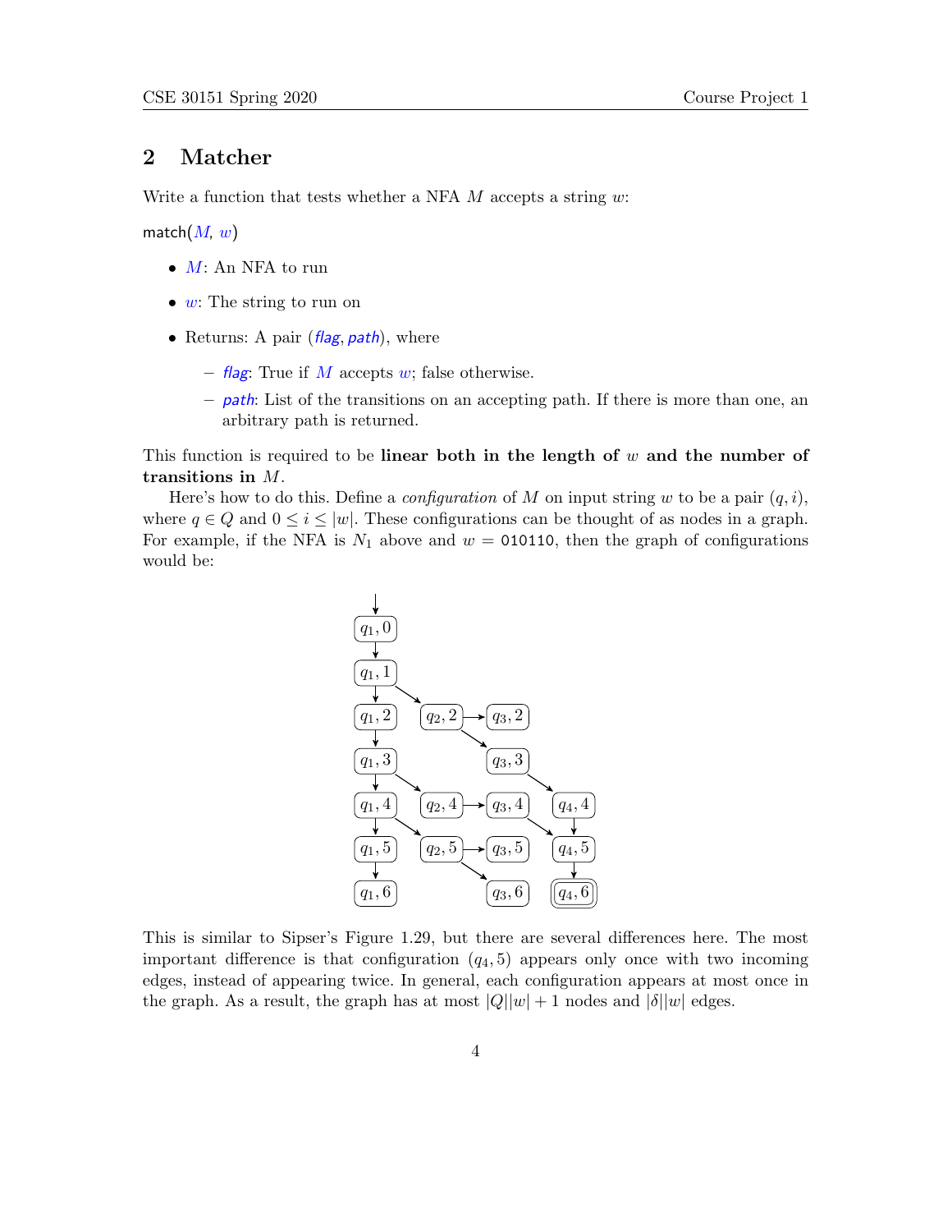## 2 Matcher

Write a function that tests whether a NFA $M$ accepts a string $w$:

match($M$, $w$)

- $M$: An NFA to run
- $w$: The string to run on
- Returns: A pair (*flag*, *path*), where
  - *flag*: True if $M$ accepts $w$; false otherwise.
  - *path*: List of the transitions on an accepting path. If there is more than one, an arbitrary path is returned.

This function is required to be **linear both in the length of** $w$ **and the number of transitions in** $M$.

Here's how to do this. Define a *configuration* of $M$ on input string $w$ to be a pair $(q, i)$, where $q \in Q$ and $0 \leq i \leq |w|$. These configurations can be thought of as nodes in a graph. For example, if the NFA is $N_1$ above and $w = 010110$, then the graph of configurations would be:

This is similar to Sipser's Figure 1.29, but there are several differences here. The most important difference is that configuration $(q_4, 5)$ appears only once with two incoming edges, instead of appearing twice. In general, each configuration appears at most once in the graph. As a result, the graph has at most $|Q||w| + 1$ nodes and $|\delta||w|$ edges.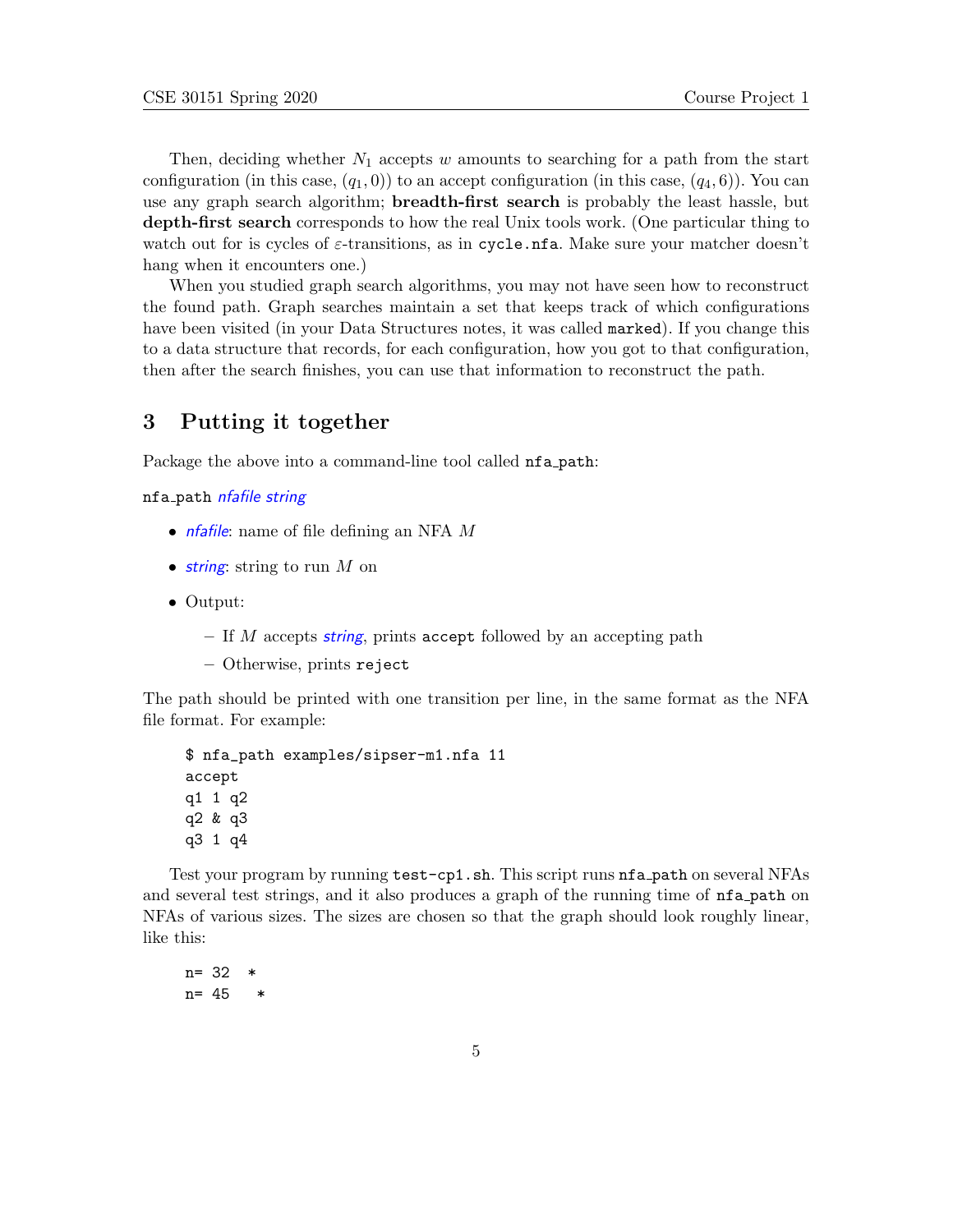Then, deciding whether $N_1$ accepts $w$ amounts to searching for a path from the start configuration (in this case, $(q_1, 0)$) to an accept configuration (in this case, $(q_4, 6)$). You can use any graph search algorithm; **breadth-first search** is probably the least hassle, but **depth-first search** corresponds to how the real Unix tools work. (One particular thing to watch out for is cycles of $\varepsilon$-transitions, as in `cycle.nfa`. Make sure your matcher doesn't hang when it encounters one.)

When you studied graph search algorithms, you may not have seen how to reconstruct the found path. Graph searches maintain a set that keeps track of which configurations have been visited (in your Data Structures notes, it was called `marked`). If you change this to a data structure that records, for each configuration, how you got to that configuration, then after the search finishes, you can use that information to reconstruct the path.

## 3 Putting it together

Package the above into a command-line tool called `nfa_path`:

`nfa_path` *nfafile string*

- *nfafile*: name of file defining an NFA $M$
- *string*: string to run $M$ on
- Output:
  - If $M$ accepts *string*, prints `accept` followed by an accepting path
  - Otherwise, prints `reject`

The path should be printed with one transition per line, in the same format as the NFA file format. For example:

```
$ nfa_path examples/sipser-m1.nfa 11
accept
q1 1 q2
q2 & q3
q3 1 q4
```

Test your program by running `test-cp1.sh`. This script runs `nfa_path` on several NFAs and several test strings, and it also produces a graph of the running time of `nfa_path` on NFAs of various sizes. The sizes are chosen so that the graph should look roughly linear, like this:

```
n= 32  *
n= 45   *
```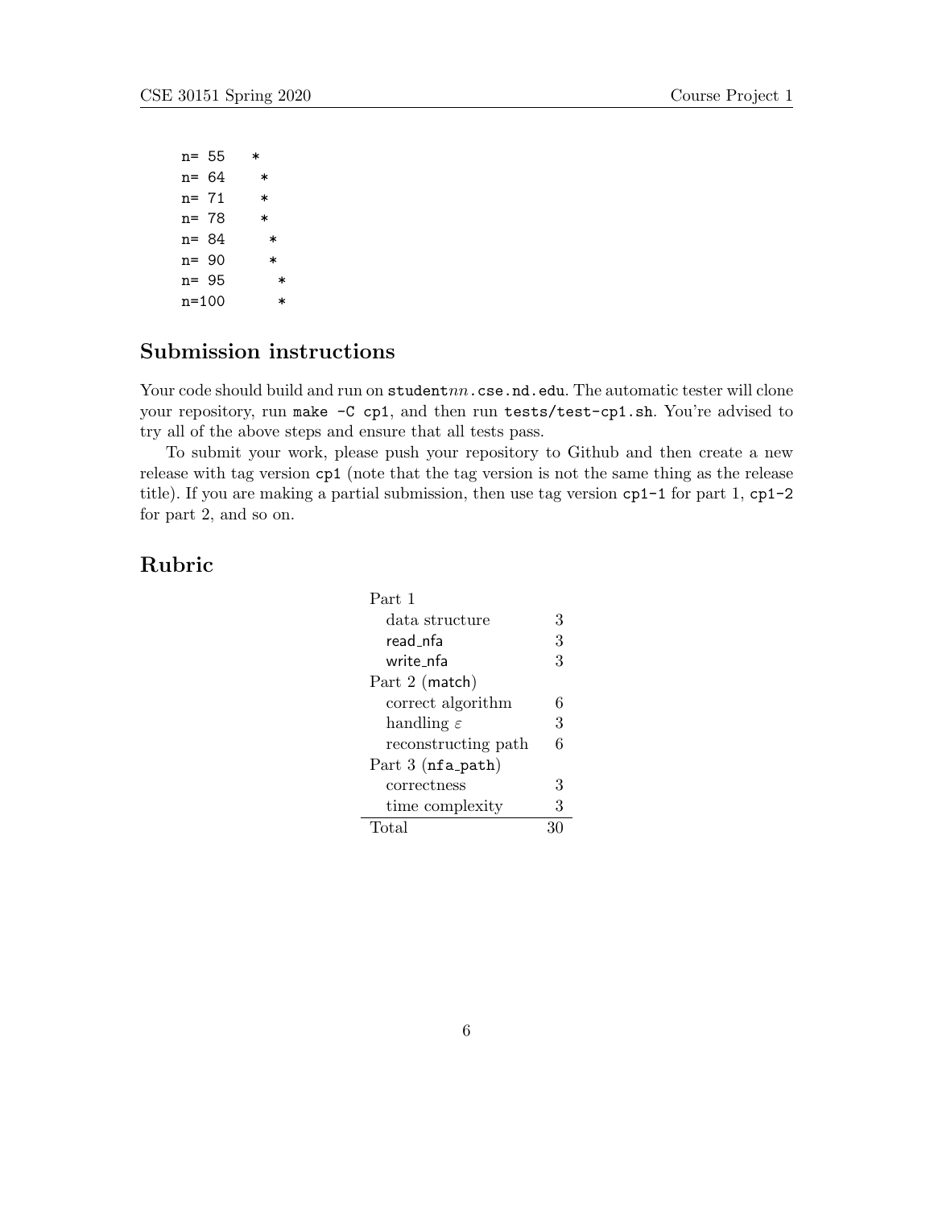```
n= 55   *
n= 64    *
n= 71    *
n= 78    *
n= 84     *
n= 90     *
n= 95      *
n=100      *
```

## Submission instructions

Your code should build and run on `student`*nn*`.cse.nd.edu`. The automatic tester will clone your repository, run `make -C cp1`, and then run `tests/test-cp1.sh`. You're advised to try all of the above steps and ensure that all tests pass.

To submit your work, please push your repository to Github and then create a new release with tag version `cp1` (note that the tag version is not the same thing as the release title). If you are making a partial submission, then use tag version `cp1-1` for part 1, `cp1-2` for part 2, and so on.

## Rubric

| | |
|---|---|
| Part 1 | |
| data structure | 3 |
| read_nfa | 3 |
| write_nfa | 3 |
| Part 2 (match) | |
| correct algorithm | 6 |
| handling $\varepsilon$ | 3 |
| reconstructing path | 6 |
| Part 3 (`nfa_path`) | |
| correctness | 3 |
| time complexity | 3 |
| Total | 30 |